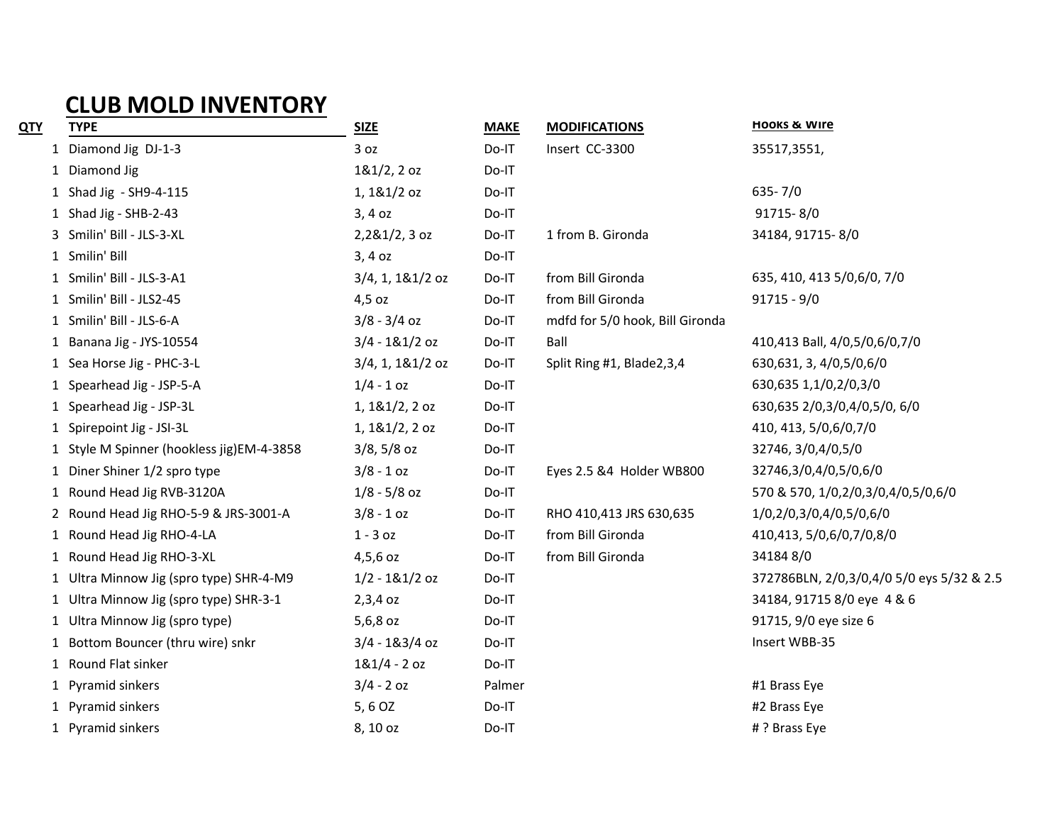# CLUB MOLD INVENTORY

| QTY | TYPE | SIZE | MAKE | MODIFICATIONS | Hooks & Wire |
|---|---|---|---|---|---|
| 1 | Diamond Jig DJ-1-3 | 3 oz | Do-IT | Insert CC-3300 | 35517,3551, |
| 1 | Diamond Jig | 1&1/2, 2 oz | Do-IT | | |
| 1 | Shad Jig - SH9-4-115 | 1, 1&1/2 oz | Do-IT | | 635- 7/0 |
| 1 | Shad Jig - SHB-2-43 | 3, 4 oz | Do-IT | | 91715- 8/0 |
| 3 | Smilin' Bill - JLS-3-XL | 2,2&1/2, 3 oz | Do-IT | 1 from B. Gironda | 34184, 91715- 8/0 |
| 1 | Smilin' Bill | 3, 4 oz | Do-IT | | |
| 1 | Smilin' Bill - JLS-3-A1 | 3/4, 1, 1&1/2 oz | Do-IT | from Bill Gironda | 635, 410, 413 5/0,6/0, 7/0 |
| 1 | Smilin' Bill - JLS2-45 | 4,5 oz | Do-IT | from Bill Gironda | 91715 - 9/0 |
| 1 | Smilin' Bill - JLS-6-A | 3/8 - 3/4 oz | Do-IT | mdfd for 5/0 hook, Bill Gironda | |
| 1 | Banana Jig - JYS-10554 | 3/4 - 1&1/2 oz | Do-IT | Ball | 410,413 Ball, 4/0,5/0,6/0,7/0 |
| 1 | Sea Horse Jig - PHC-3-L | 3/4, 1, 1&1/2 oz | Do-IT | Split Ring #1, Blade2,3,4 | 630,631, 3, 4/0,5/0,6/0 |
| 1 | Spearhead Jig - JSP-5-A | 1/4 - 1 oz | Do-IT | | 630,635 1,1/0,2/0,3/0 |
| 1 | Spearhead Jig - JSP-3L | 1, 1&1/2, 2 oz | Do-IT | | 630,635 2/0,3/0,4/0,5/0, 6/0 |
| 1 | Spirepoint Jig - JSI-3L | 1, 1&1/2, 2 oz | Do-IT | | 410, 413, 5/0,6/0,7/0 |
| 1 | Style M Spinner (hookless jig)EM-4-3858 | 3/8, 5/8 oz | Do-IT | | 32746, 3/0,4/0,5/0 |
| 1 | Diner Shiner 1/2 spro type | 3/8 - 1 oz | Do-IT | Eyes 2.5 &4 Holder WB800 | 32746,3/0,4/0,5/0,6/0 |
| 1 | Round Head Jig RVB-3120A | 1/8 - 5/8 oz | Do-IT | | 570 & 570, 1/0,2/0,3/0,4/0,5/0,6/0 |
| 2 | Round Head Jig RHO-5-9 & JRS-3001-A | 3/8 - 1 oz | Do-IT | RHO 410,413 JRS 630,635 | 1/0,2/0,3/0,4/0,5/0,6/0 |
| 1 | Round Head Jig RHO-4-LA | 1 - 3 oz | Do-IT | from Bill Gironda | 410,413, 5/0,6/0,7/0,8/0 |
| 1 | Round Head Jig RHO-3-XL | 4,5,6 oz | Do-IT | from Bill Gironda | 34184 8/0 |
| 1 | Ultra Minnow Jig (spro type) SHR-4-M9 | 1/2 - 1&1/2 oz | Do-IT | | 372786BLN, 2/0,3/0,4/0 5/0 eys 5/32 & 2.5 |
| 1 | Ultra Minnow Jig (spro type) SHR-3-1 | 2,3,4 oz | Do-IT | | 34184, 91715 8/0 eye 4 & 6 |
| 1 | Ultra Minnow Jig (spro type) | 5,6,8 oz | Do-IT | | 91715, 9/0 eye size 6 |
| 1 | Bottom Bouncer (thru wire) snkr | 3/4 - 1&3/4 oz | Do-IT | | Insert WBB-35 |
| 1 | Round Flat sinker | 1&1/4 - 2 oz | Do-IT | | |
| 1 | Pyramid sinkers | 3/4 - 2 oz | Palmer | | #1 Brass Eye |
| 1 | Pyramid sinkers | 5, 6 OZ | Do-IT | | #2 Brass Eye |
| 1 | Pyramid sinkers | 8, 10 oz | Do-IT | | # ? Brass Eye |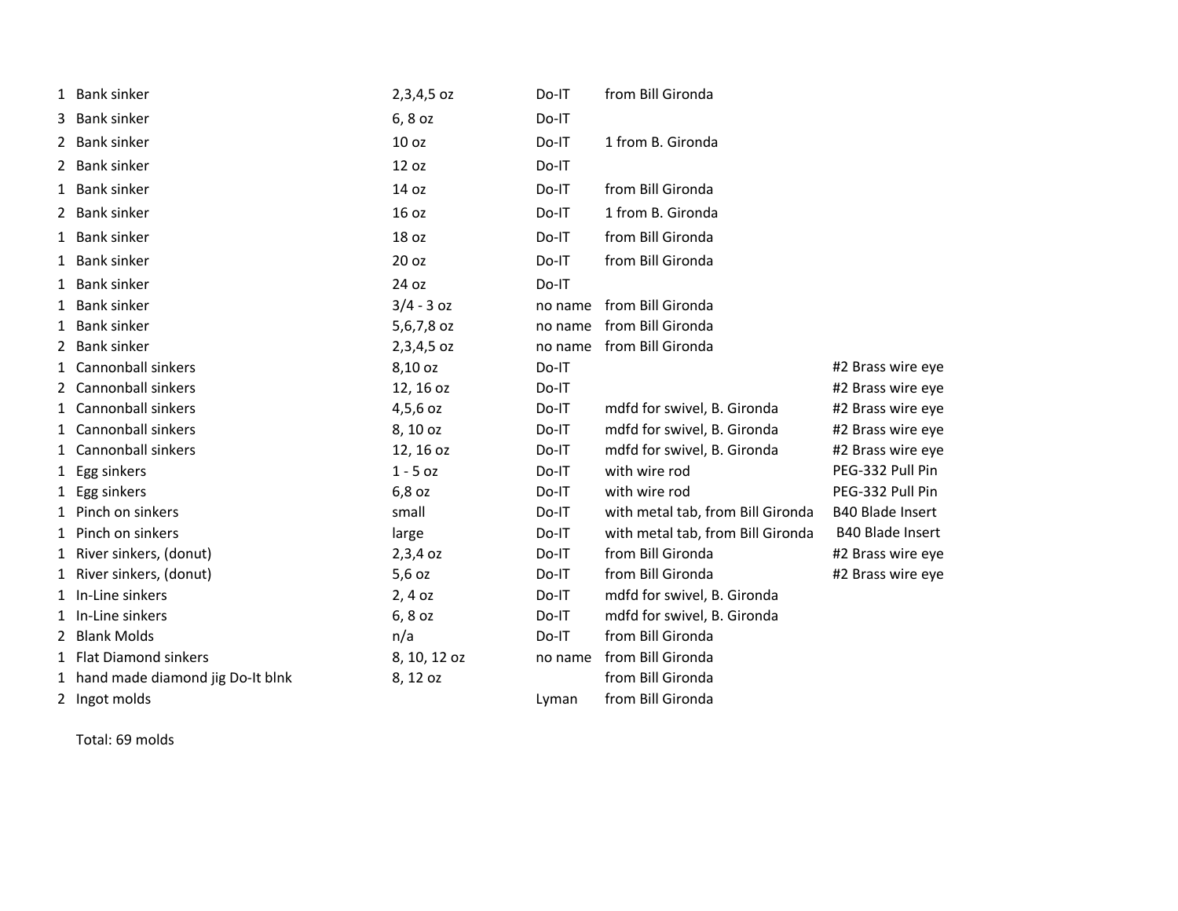| | | | | | |
|---|---|---|---|---|---|
| 1 | Bank sinker | 2,3,4,5 oz | Do-IT | from Bill Gironda | |
| 3 | Bank sinker | 6, 8 oz | Do-IT | | |
| 2 | Bank sinker | 10 oz | Do-IT | 1 from B. Gironda | |
| 2 | Bank sinker | 12 oz | Do-IT | | |
| 1 | Bank sinker | 14 oz | Do-IT | from Bill Gironda | |
| 2 | Bank sinker | 16 oz | Do-IT | 1 from B. Gironda | |
| 1 | Bank sinker | 18 oz | Do-IT | from Bill Gironda | |
| 1 | Bank sinker | 20 oz | Do-IT | from Bill Gironda | |
| 1 | Bank sinker | 24 oz | Do-IT | | |
| 1 | Bank sinker | 3/4 - 3 oz | no name | from Bill Gironda | |
| 1 | Bank sinker | 5,6,7,8 oz | no name | from Bill Gironda | |
| 2 | Bank sinker | 2,3,4,5 oz | no name | from Bill Gironda | |
| 1 | Cannonball sinkers | 8,10 oz | Do-IT | | #2 Brass wire eye |
| 2 | Cannonball sinkers | 12, 16 oz | Do-IT | | #2 Brass wire eye |
| 1 | Cannonball sinkers | 4,5,6 oz | Do-IT | mdfd for swivel, B. Gironda | #2 Brass wire eye |
| 1 | Cannonball sinkers | 8, 10 oz | Do-IT | mdfd for swivel, B. Gironda | #2 Brass wire eye |
| 1 | Cannonball sinkers | 12, 16 oz | Do-IT | mdfd for swivel, B. Gironda | #2 Brass wire eye |
| 1 | Egg sinkers | 1 - 5 oz | Do-IT | with wire rod | PEG-332 Pull Pin |
| 1 | Egg sinkers | 6,8 oz | Do-IT | with wire rod | PEG-332 Pull Pin |
| 1 | Pinch on sinkers | small | Do-IT | with metal tab, from Bill Gironda | B40 Blade Insert |
| 1 | Pinch on sinkers | large | Do-IT | with metal tab, from Bill Gironda | B40 Blade Insert |
| 1 | River sinkers, (donut) | 2,3,4 oz | Do-IT | from Bill Gironda | #2 Brass wire eye |
| 1 | River sinkers, (donut) | 5,6 oz | Do-IT | from Bill Gironda | #2 Brass wire eye |
| 1 | In-Line sinkers | 2, 4 oz | Do-IT | mdfd for swivel, B. Gironda | |
| 1 | In-Line sinkers | 6, 8 oz | Do-IT | mdfd for swivel, B. Gironda | |
| 2 | Blank Molds | n/a | Do-IT | from Bill Gironda | |
| 1 | Flat Diamond sinkers | 8, 10, 12 oz | no name | from Bill Gironda | |
| 1 | hand made diamond jig Do-It blnk | 8, 12 oz | | from Bill Gironda | |
| 2 | Ingot molds | | Lyman | from Bill Gironda | |

Total: 69 molds